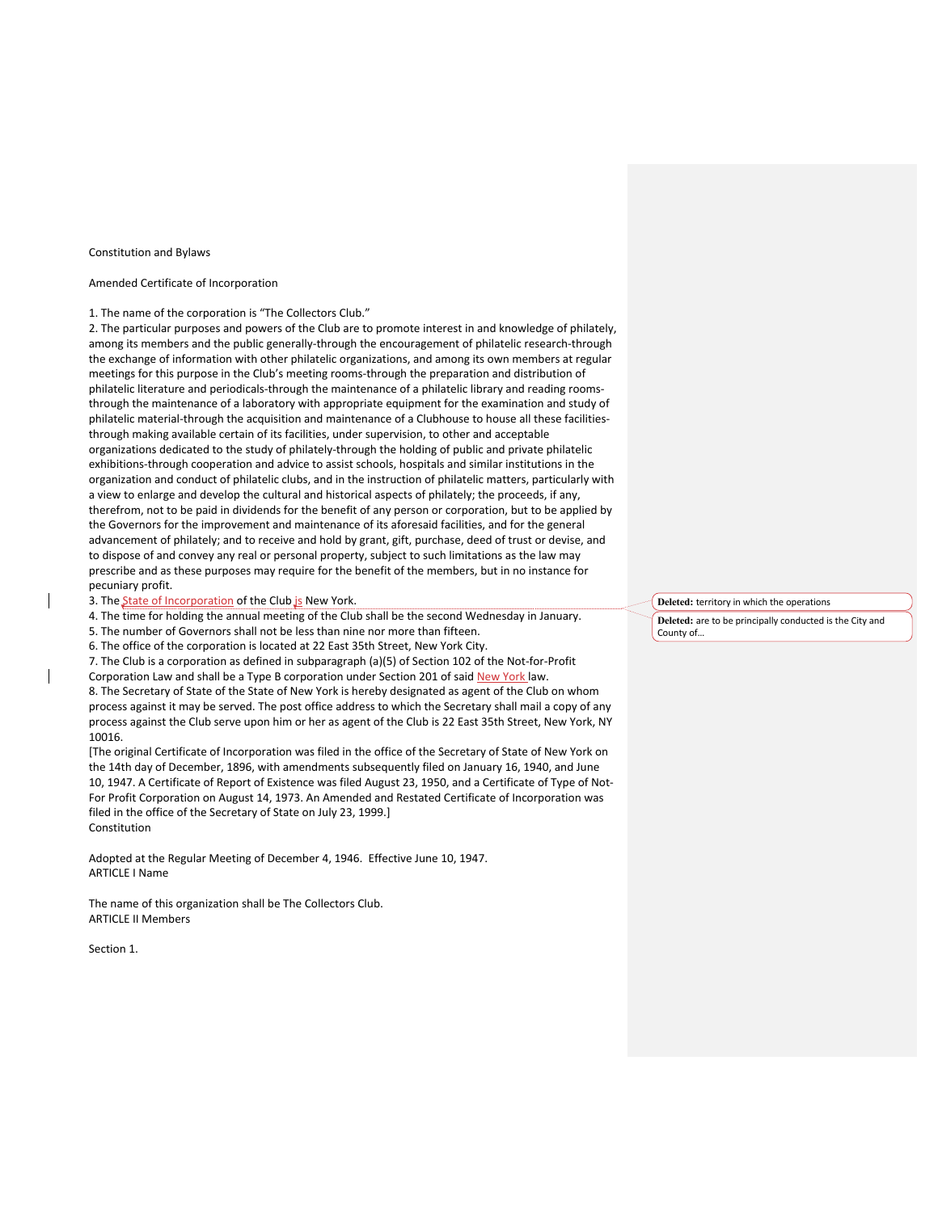Constitution and Bylaws

Amended Certificate of Incorporation

1. The name of the corporation is "The Collectors Club."
2. The particular purposes and powers of the Club are to promote interest in and knowledge of philately, among its members and the public generally-through the encouragement of philatelic research-through the exchange of information with other philatelic organizations, and among its own members at regular meetings for this purpose in the Club's meeting rooms-through the preparation and distribution of philatelic literature and periodicals-through the maintenance of a philatelic library and reading rooms-through the maintenance of a laboratory with appropriate equipment for the examination and study of philatelic material-through the acquisition and maintenance of a Clubhouse to house all these facilities-through making available certain of its facilities, under supervision, to other and acceptable organizations dedicated to the study of philately-through the holding of public and private philatelic exhibitions-through cooperation and advice to assist schools, hospitals and similar institutions in the organization and conduct of philatelic clubs, and in the instruction of philatelic matters, particularly with a view to enlarge and develop the cultural and historical aspects of philately; the proceeds, if any, therefrom, not to be paid in dividends for the benefit of any person or corporation, but to be applied by the Governors for the improvement and maintenance of its aforesaid facilities, and for the general advancement of philately; and to receive and hold by grant, gift, purchase, deed of trust or devise, and to dispose of and convey any real or personal property, subject to such limitations as the law may prescribe and as these purposes may require for the benefit of the members, but in no instance for pecuniary profit.
3. The State of Incorporation of the Club is New York.
4. The time for holding the annual meeting of the Club shall be the second Wednesday in January.
5. The number of Governors shall not be less than nine nor more than fifteen.
6. The office of the corporation is located at 22 East 35th Street, New York City.
7. The Club is a corporation as defined in subparagraph (a)(5) of Section 102 of the Not-for-Profit Corporation Law and shall be a Type B corporation under Section 201 of said New York law.
8. The Secretary of State of the State of New York is hereby designated as agent of the Club on whom process against it may be served. The post office address to which the Secretary shall mail a copy of any process against the Club serve upon him or her as agent of the Club is 22 East 35th Street, New York, NY 10016.

[The original Certificate of Incorporation was filed in the office of the Secretary of State of New York on the 14th day of December, 1896, with amendments subsequently filed on January 16, 1940, and June 10, 1947. A Certificate of Report of Existence was filed August 23, 1950, and a Certificate of Type of Not-For Profit Corporation on August 14, 1973. An Amended and Restated Certificate of Incorporation was filed in the office of the Secretary of State on July 23, 1999.]

Constitution

Adopted at the Regular Meeting of December 4, 1946. Effective June 10, 1947.

ARTICLE I Name

The name of this organization shall be The Collectors Club.

ARTICLE II Members

Section 1.

**Deleted:** territory in which the operations

**Deleted:** are to be principally conducted is the City and County of…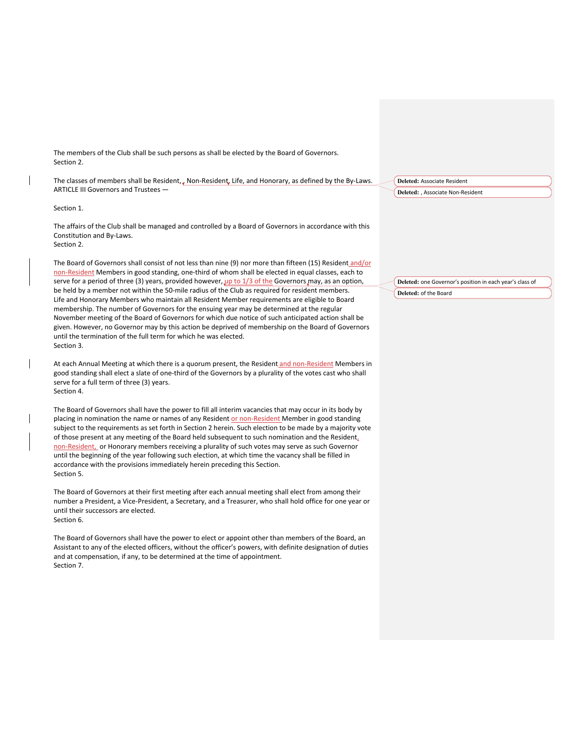The members of the Club shall be such persons as shall be elected by the Board of Governors.
Section 2.

The classes of members shall be Resident, , Non-Resident, Life, and Honorary, as defined by the By-Laws.
ARTICLE III Governors and Trustees —

Section 1.

The affairs of the Club shall be managed and controlled by a Board of Governors in accordance with this Constitution and By-Laws.
Section 2.

The Board of Governors shall consist of not less than nine (9) nor more than fifteen (15) Resident and/or non-Resident Members in good standing, one-third of whom shall be elected in equal classes, each to serve for a period of three (3) years, provided however, up to 1/3 of the Governors may, as an option, be held by a member not within the 50-mile radius of the Club as required for resident members. Life and Honorary Members who maintain all Resident Member requirements are eligible to Board membership. The number of Governors for the ensuing year may be determined at the regular November meeting of the Board of Governors for which due notice of such anticipated action shall be given. However, no Governor may by this action be deprived of membership on the Board of Governors until the termination of the full term for which he was elected.
Section 3.

At each Annual Meeting at which there is a quorum present, the Resident and non-Resident Members in good standing shall elect a slate of one-third of the Governors by a plurality of the votes cast who shall serve for a full term of three (3) years.
Section 4.

The Board of Governors shall have the power to fill all interim vacancies that may occur in its body by placing in nomination the name or names of any Resident or non-Resident Member in good standing subject to the requirements as set forth in Section 2 herein. Such election to be made by a majority vote of those present at any meeting of the Board held subsequent to such nomination and the Resident, non-Resident, or Honorary members receiving a plurality of such votes may serve as such Governor until the beginning of the year following such election, at which time the vacancy shall be filled in accordance with the provisions immediately herein preceding this Section.
Section 5.

The Board of Governors at their first meeting after each annual meeting shall elect from among their number a President, a Vice-President, a Secretary, and a Treasurer, who shall hold office for one year or until their successors are elected.
Section 6.

The Board of Governors shall have the power to elect or appoint other than members of the Board, an Assistant to any of the elected officers, without the officer's powers, with definite designation of duties and at compensation, if any, to be determined at the time of appointment.
Section 7.

**Deleted:** Associate Resident

**Deleted:** , Associate Non-Resident

**Deleted:** one Governor's position in each year's class of

**Deleted:** of the Board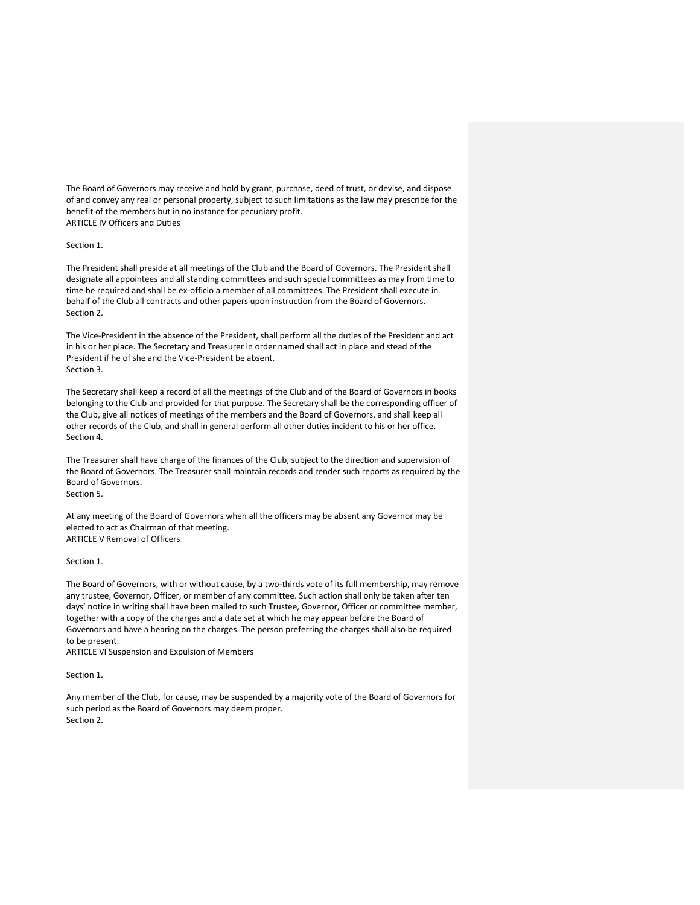The Board of Governors may receive and hold by grant, purchase, deed of trust, or devise, and dispose of and convey any real or personal property, subject to such limitations as the law may prescribe for the benefit of the members but in no instance for pecuniary profit.

## ARTICLE IV Officers and Duties

Section 1.

The President shall preside at all meetings of the Club and the Board of Governors. The President shall designate all appointees and all standing committees and such special committees as may from time to time be required and shall be ex-officio a member of all committees. The President shall execute in behalf of the Club all contracts and other papers upon instruction from the Board of Governors.

Section 2.

The Vice-President in the absence of the President, shall perform all the duties of the President and act in his or her place. The Secretary and Treasurer in order named shall act in place and stead of the President if he of she and the Vice-President be absent.

Section 3.

The Secretary shall keep a record of all the meetings of the Club and of the Board of Governors in books belonging to the Club and provided for that purpose. The Secretary shall be the corresponding officer of the Club, give all notices of meetings of the members and the Board of Governors, and shall keep all other records of the Club, and shall in general perform all other duties incident to his or her office.

Section 4.

The Treasurer shall have charge of the finances of the Club, subject to the direction and supervision of the Board of Governors. The Treasurer shall maintain records and render such reports as required by the Board of Governors.

Section 5.

At any meeting of the Board of Governors when all the officers may be absent any Governor may be elected to act as Chairman of that meeting.

## ARTICLE V Removal of Officers

Section 1.

The Board of Governors, with or without cause, by a two-thirds vote of its full membership, may remove any trustee, Governor, Officer, or member of any committee. Such action shall only be taken after ten days' notice in writing shall have been mailed to such Trustee, Governor, Officer or committee member, together with a copy of the charges and a date set at which he may appear before the Board of Governors and have a hearing on the charges. The person preferring the charges shall also be required to be present.

## ARTICLE VI Suspension and Expulsion of Members

Section 1.

Any member of the Club, for cause, may be suspended by a majority vote of the Board of Governors for such period as the Board of Governors may deem proper.

Section 2.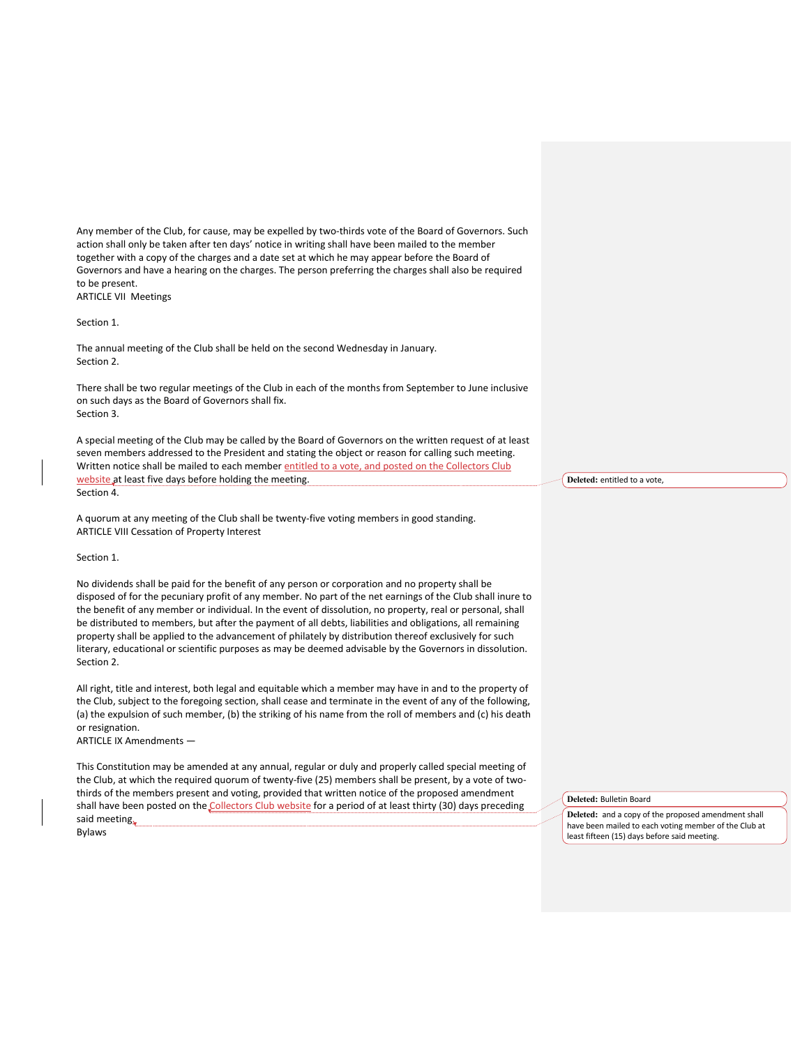Any member of the Club, for cause, may be expelled by two-thirds vote of the Board of Governors. Such action shall only be taken after ten days' notice in writing shall have been mailed to the member together with a copy of the charges and a date set at which he may appear before the Board of Governors and have a hearing on the charges. The person preferring the charges shall also be required to be present.

## ARTICLE VII Meetings

### Section 1.

The annual meeting of the Club shall be held on the second Wednesday in January.

### Section 2.

There shall be two regular meetings of the Club in each of the months from September to June inclusive on such days as the Board of Governors shall fix.

### Section 3.

A special meeting of the Club may be called by the Board of Governors on the written request of at least seven members addressed to the President and stating the object or reason for calling such meeting. Written notice shall be mailed to each member entitled to a vote, and posted on the Collectors Club website at least five days before holding the meeting.

Deleted: entitled to a vote,

### Section 4.

A quorum at any meeting of the Club shall be twenty-five voting members in good standing.

## ARTICLE VIII Cessation of Property Interest

### Section 1.

No dividends shall be paid for the benefit of any person or corporation and no property shall be disposed of for the pecuniary profit of any member. No part of the net earnings of the Club shall inure to the benefit of any member or individual. In the event of dissolution, no property, real or personal, shall be distributed to members, but after the payment of all debts, liabilities and obligations, all remaining property shall be applied to the advancement of philately by distribution thereof exclusively for such literary, educational or scientific purposes as may be deemed advisable by the Governors in dissolution.

### Section 2.

All right, title and interest, both legal and equitable which a member may have in and to the property of the Club, subject to the foregoing section, shall cease and terminate in the event of any of the following, (a) the expulsion of such member, (b) the striking of his name from the roll of members and (c) his death or resignation.

## ARTICLE IX Amendments —

This Constitution may be amended at any annual, regular or duly and properly called special meeting of the Club, at which the required quorum of twenty-five (25) members shall be present, by a vote of two-thirds of the members present and voting, provided that written notice of the proposed amendment shall have been posted on the Collectors Club website for a period of at least thirty (30) days preceding said meeting.

Deleted: Bulletin Board

Deleted: and a copy of the proposed amendment shall have been mailed to each voting member of the Club at least fifteen (15) days before said meeting.

# Bylaws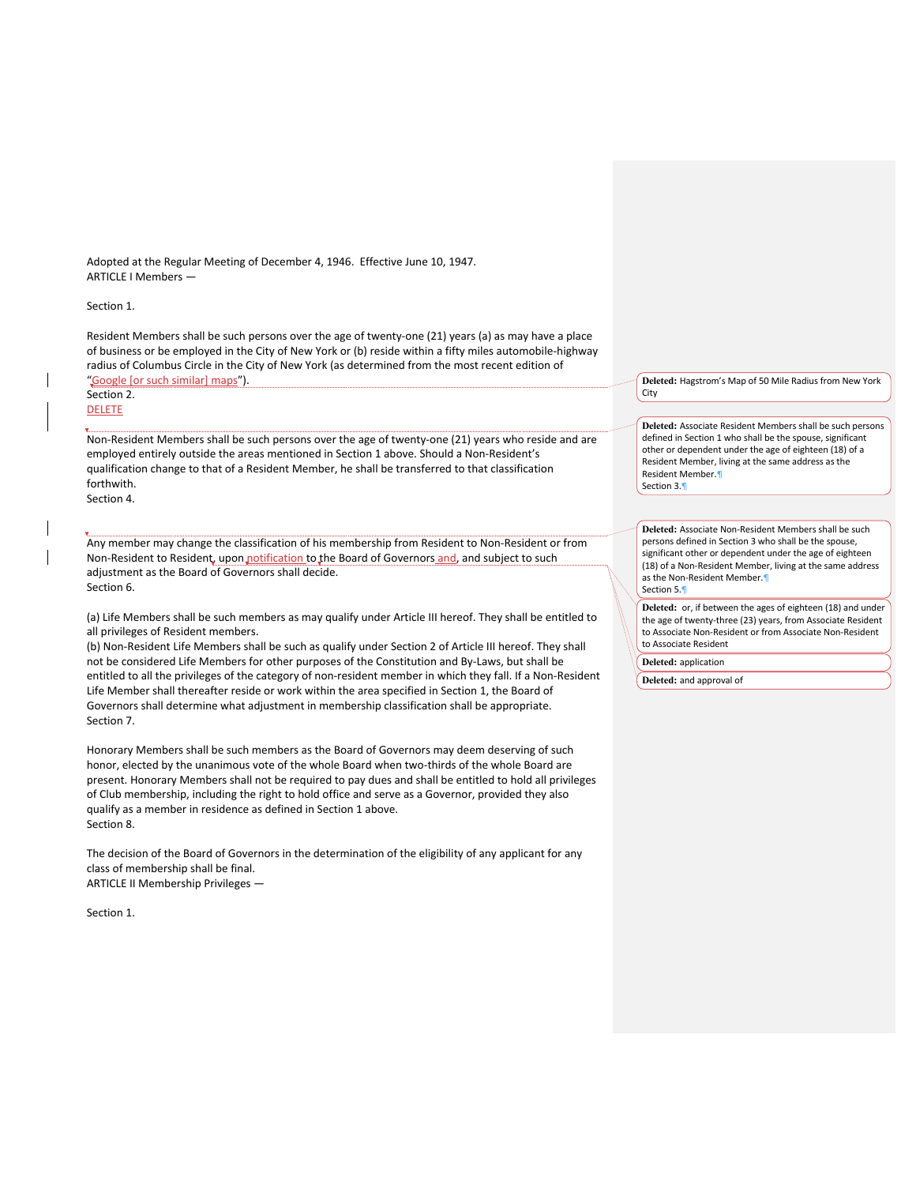Adopted at the Regular Meeting of December 4, 1946. Effective June 10, 1947.
ARTICLE I Members —

Section 1.

Resident Members shall be such persons over the age of twenty-one (21) years (a) as may have a place of business or be employed in the City of New York or (b) reside within a fifty miles automobile-highway radius of Columbus Circle in the City of New York (as determined from the most recent edition of "Google [or such similar] maps").
Section 2.
DELETE

Non-Resident Members shall be such persons over the age of twenty-one (21) years who reside and are employed entirely outside the areas mentioned in Section 1 above. Should a Non-Resident's qualification change to that of a Resident Member, he shall be transferred to that classification forthwith.
Section 4.

Any member may change the classification of his membership from Resident to Non-Resident or from Non-Resident to Resident, upon notification to the Board of Governors and, and subject to such adjustment as the Board of Governors shall decide.
Section 6.

(a) Life Members shall be such members as may qualify under Article III hereof. They shall be entitled to all privileges of Resident members.
(b) Non-Resident Life Members shall be such as qualify under Section 2 of Article III hereof. They shall not be considered Life Members for other purposes of the Constitution and By-Laws, but shall be entitled to all the privileges of the category of non-resident member in which they fall. If a Non-Resident Life Member shall thereafter reside or work within the area specified in Section 1, the Board of Governors shall determine what adjustment in membership classification shall be appropriate.
Section 7.

Honorary Members shall be such members as the Board of Governors may deem deserving of such honor, elected by the unanimous vote of the whole Board when two-thirds of the whole Board are present. Honorary Members shall not be required to pay dues and shall be entitled to hold all privileges of Club membership, including the right to hold office and serve as a Governor, provided they also qualify as a member in residence as defined in Section 1 above.
Section 8.

The decision of the Board of Governors in the determination of the eligibility of any applicant for any class of membership shall be final.
ARTICLE II Membership Privileges —

Section 1.

**Deleted:** Hagstrom's Map of 50 Mile Radius from New York City

**Deleted:** Associate Resident Members shall be such persons defined in Section 1 who shall be the spouse, significant other or dependent under the age of eighteen (18) of a Resident Member, living at the same address as the Resident Member.
Section 3.

**Deleted:** Associate Non-Resident Members shall be such persons defined in Section 3 who shall be the spouse, significant other or dependent under the age of eighteen (18) of a Non-Resident Member, living at the same address as the Non-Resident Member.
Section 5.

**Deleted:** or, if between the ages of eighteen (18) and under the age of twenty-three (23) years, from Associate Resident to Associate Non-Resident or from Associate Non-Resident to Associate Resident

**Deleted:** application

**Deleted:** and approval of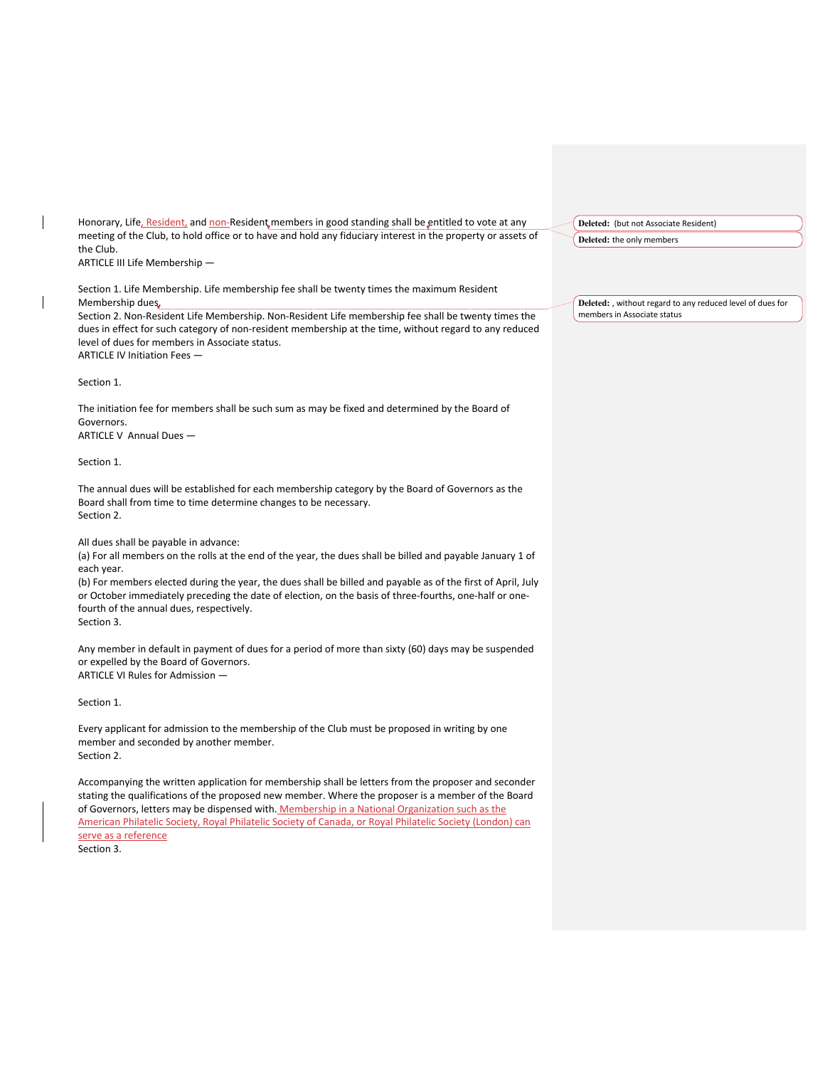Honorary, Life, Resident, and non-Resident members in good standing shall be entitled to vote at any meeting of the Club, to hold office or to have and hold any fiduciary interest in the property or assets of the Club.

ARTICLE III Life Membership —

Section 1. Life Membership. Life membership fee shall be twenty times the maximum Resident Membership dues.

Section 2. Non-Resident Life Membership. Non-Resident Life membership fee shall be twenty times the dues in effect for such category of non-resident membership at the time, without regard to any reduced level of dues for members in Associate status.

ARTICLE IV Initiation Fees —

Section 1.

The initiation fee for members shall be such sum as may be fixed and determined by the Board of Governors.

ARTICLE V Annual Dues —

Section 1.

The annual dues will be established for each membership category by the Board of Governors as the Board shall from time to time determine changes to be necessary.

Section 2.

All dues shall be payable in advance:

(a) For all members on the rolls at the end of the year, the dues shall be billed and payable January 1 of each year.

(b) For members elected during the year, the dues shall be billed and payable as of the first of April, July or October immediately preceding the date of election, on the basis of three-fourths, one-half or one-fourth of the annual dues, respectively.

Section 3.

Any member in default in payment of dues for a period of more than sixty (60) days may be suspended or expelled by the Board of Governors.

ARTICLE VI Rules for Admission —

Section 1.

Every applicant for admission to the membership of the Club must be proposed in writing by one member and seconded by another member.

Section 2.

Accompanying the written application for membership shall be letters from the proposer and seconder stating the qualifications of the proposed new member. Where the proposer is a member of the Board of Governors, letters may be dispensed with. Membership in a National Organization such as the American Philatelic Society, Royal Philatelic Society of Canada, or Royal Philatelic Society (London) can serve as a reference

Section 3.

Deleted: (but not Associate Resident)

Deleted: the only members

Deleted: , without regard to any reduced level of dues for members in Associate status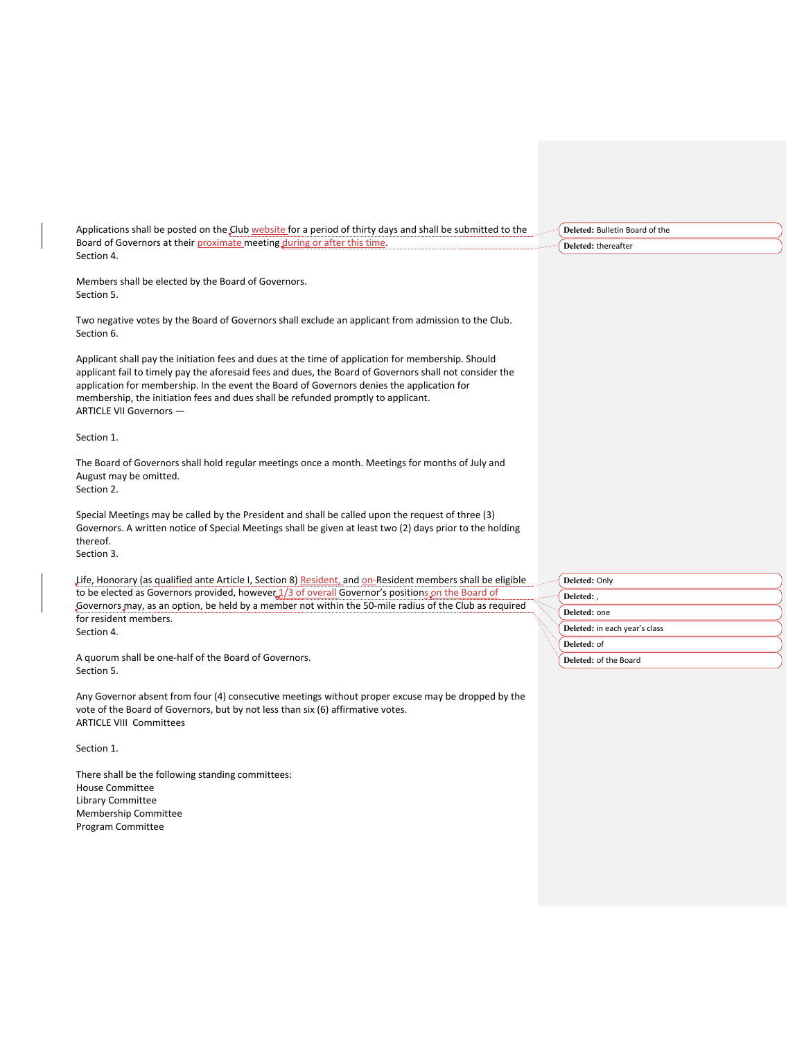Applications shall be posted on the Club website for a period of thirty days and shall be submitted to the Board of Governors at their proximate meeting during or after this time.

Section 4.

Members shall be elected by the Board of Governors.

Section 5.

Two negative votes by the Board of Governors shall exclude an applicant from admission to the Club.

Section 6.

Applicant shall pay the initiation fees and dues at the time of application for membership. Should applicant fail to timely pay the aforesaid fees and dues, the Board of Governors shall not consider the application for membership. In the event the Board of Governors denies the application for membership, the initiation fees and dues shall be refunded promptly to applicant.

ARTICLE VII Governors —

Section 1.

The Board of Governors shall hold regular meetings once a month. Meetings for months of July and August may be omitted.

Section 2.

Special Meetings may be called by the President and shall be called upon the request of three (3) Governors. A written notice of Special Meetings shall be given at least two (2) days prior to the holding thereof.

Section 3.

Life, Honorary (as qualified ante Article I, Section 8) Resident, and on-Resident members shall be eligible to be elected as Governors provided, however 1/3 of overall Governor's positions on the Board of Governors may, as an option, be held by a member not within the 50-mile radius of the Club as required for resident members.

Section 4.

A quorum shall be one-half of the Board of Governors.

Section 5.

Any Governor absent from four (4) consecutive meetings without proper excuse may be dropped by the vote of the Board of Governors, but by not less than six (6) affirmative votes.

ARTICLE VIII Committees

Section 1.

There shall be the following standing committees:

House Committee
Library Committee
Membership Committee
Program Committee

Deleted: Bulletin Board of the

Deleted: thereafter

Deleted: Only

Deleted: ,

Deleted: one

Deleted: in each year's class

Deleted: of

Deleted: of the Board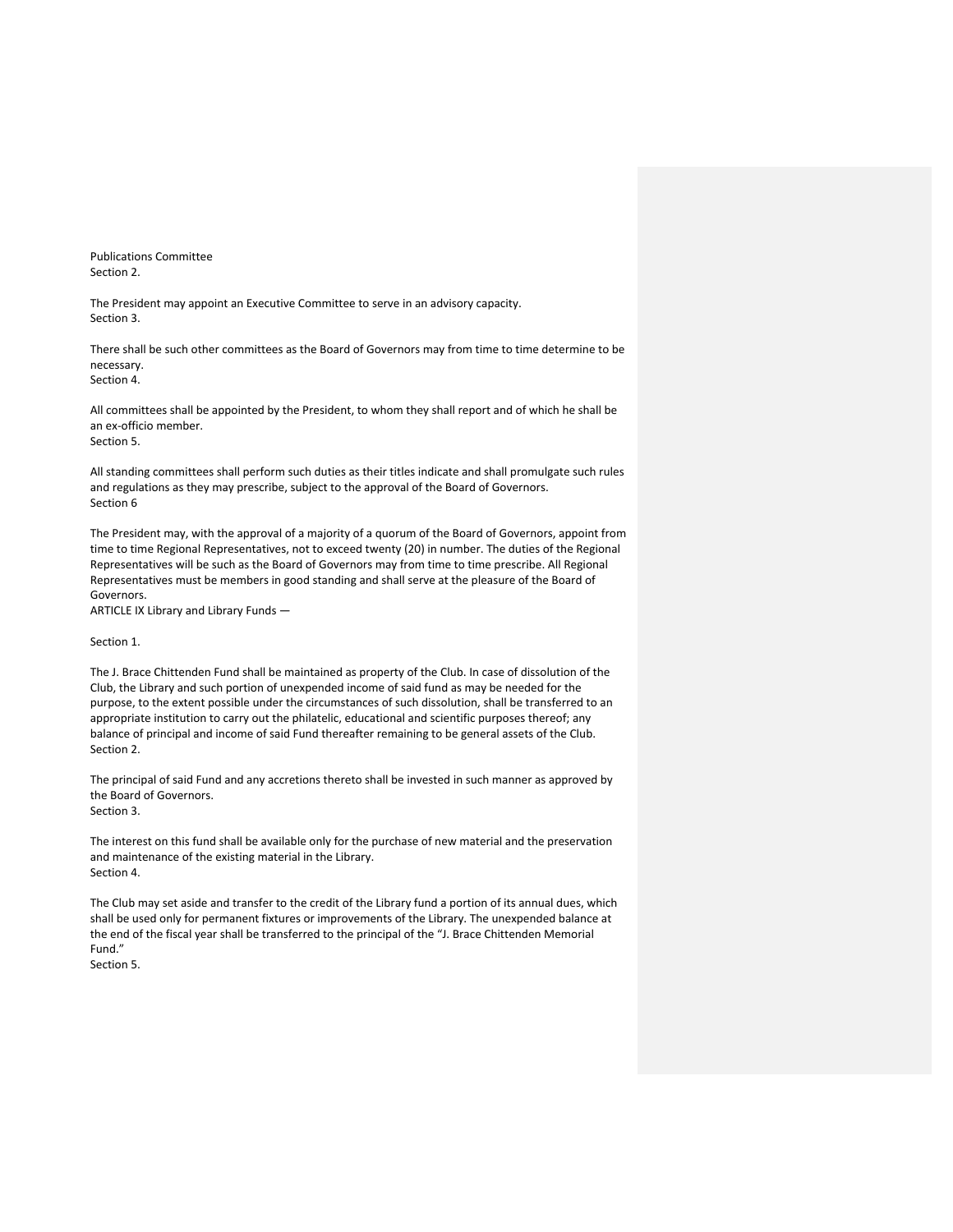Publications Committee
Section 2.

The President may appoint an Executive Committee to serve in an advisory capacity.
Section 3.

There shall be such other committees as the Board of Governors may from time to time determine to be necessary.
Section 4.

All committees shall be appointed by the President, to whom they shall report and of which he shall be an ex-officio member.
Section 5.

All standing committees shall perform such duties as their titles indicate and shall promulgate such rules and regulations as they may prescribe, subject to the approval of the Board of Governors.
Section 6

The President may, with the approval of a majority of a quorum of the Board of Governors, appoint from time to time Regional Representatives, not to exceed twenty (20) in number. The duties of the Regional Representatives will be such as the Board of Governors may from time to time prescribe. All Regional Representatives must be members in good standing and shall serve at the pleasure of the Board of Governors.
ARTICLE IX Library and Library Funds —

Section 1.

The J. Brace Chittenden Fund shall be maintained as property of the Club. In case of dissolution of the Club, the Library and such portion of unexpended income of said fund as may be needed for the purpose, to the extent possible under the circumstances of such dissolution, shall be transferred to an appropriate institution to carry out the philatelic, educational and scientific purposes thereof; any balance of principal and income of said Fund thereafter remaining to be general assets of the Club.
Section 2.

The principal of said Fund and any accretions thereto shall be invested in such manner as approved by the Board of Governors.
Section 3.

The interest on this fund shall be available only for the purchase of new material and the preservation and maintenance of the existing material in the Library.
Section 4.

The Club may set aside and transfer to the credit of the Library fund a portion of its annual dues, which shall be used only for permanent fixtures or improvements of the Library. The unexpended balance at the end of the fiscal year shall be transferred to the principal of the "J. Brace Chittenden Memorial Fund."
Section 5.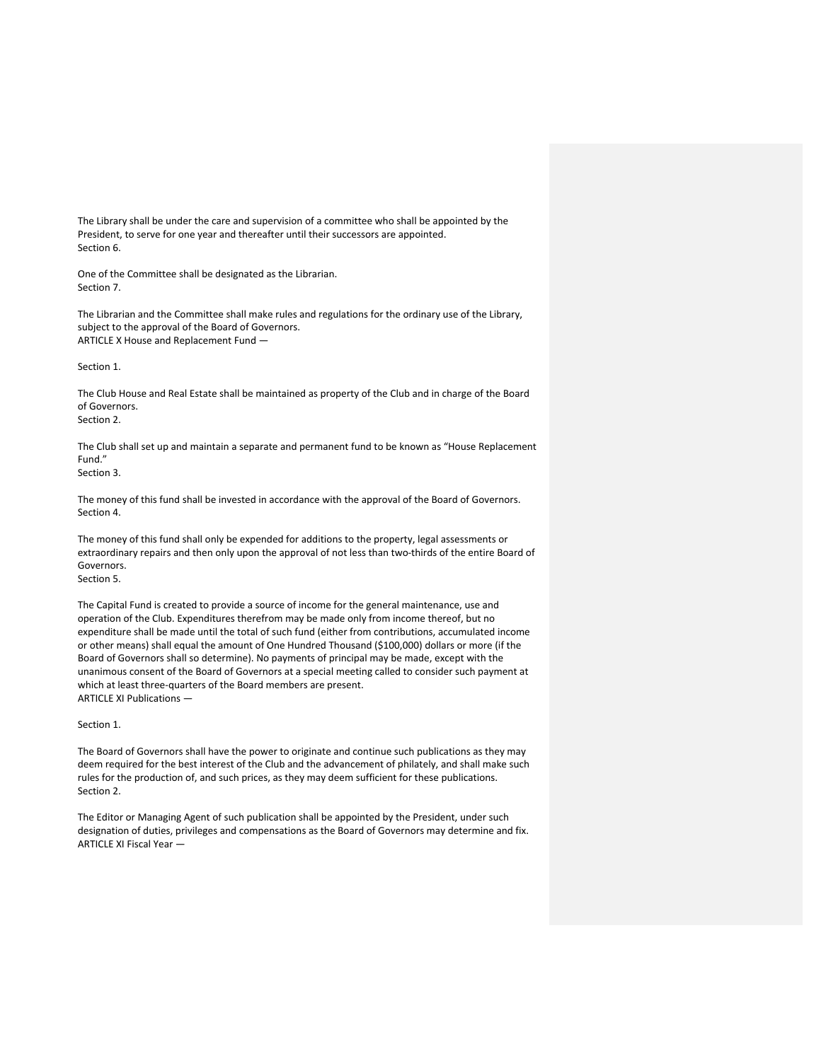The Library shall be under the care and supervision of a committee who shall be appointed by the President, to serve for one year and thereafter until their successors are appointed.
Section 6.

One of the Committee shall be designated as the Librarian.
Section 7.

The Librarian and the Committee shall make rules and regulations for the ordinary use of the Library, subject to the approval of the Board of Governors.
ARTICLE X House and Replacement Fund —

Section 1.

The Club House and Real Estate shall be maintained as property of the Club and in charge of the Board of Governors.
Section 2.

The Club shall set up and maintain a separate and permanent fund to be known as "House Replacement Fund."
Section 3.

The money of this fund shall be invested in accordance with the approval of the Board of Governors.
Section 4.

The money of this fund shall only be expended for additions to the property, legal assessments or extraordinary repairs and then only upon the approval of not less than two-thirds of the entire Board of Governors.
Section 5.

The Capital Fund is created to provide a source of income for the general maintenance, use and operation of the Club. Expenditures therefrom may be made only from income thereof, but no expenditure shall be made until the total of such fund (either from contributions, accumulated income or other means) shall equal the amount of One Hundred Thousand ($100,000) dollars or more (if the Board of Governors shall so determine). No payments of principal may be made, except with the unanimous consent of the Board of Governors at a special meeting called to consider such payment at which at least three-quarters of the Board members are present.
ARTICLE XI Publications —

Section 1.

The Board of Governors shall have the power to originate and continue such publications as they may deem required for the best interest of the Club and the advancement of philately, and shall make such rules for the production of, and such prices, as they may deem sufficient for these publications.
Section 2.

The Editor or Managing Agent of such publication shall be appointed by the President, under such designation of duties, privileges and compensations as the Board of Governors may determine and fix.
ARTICLE XI Fiscal Year —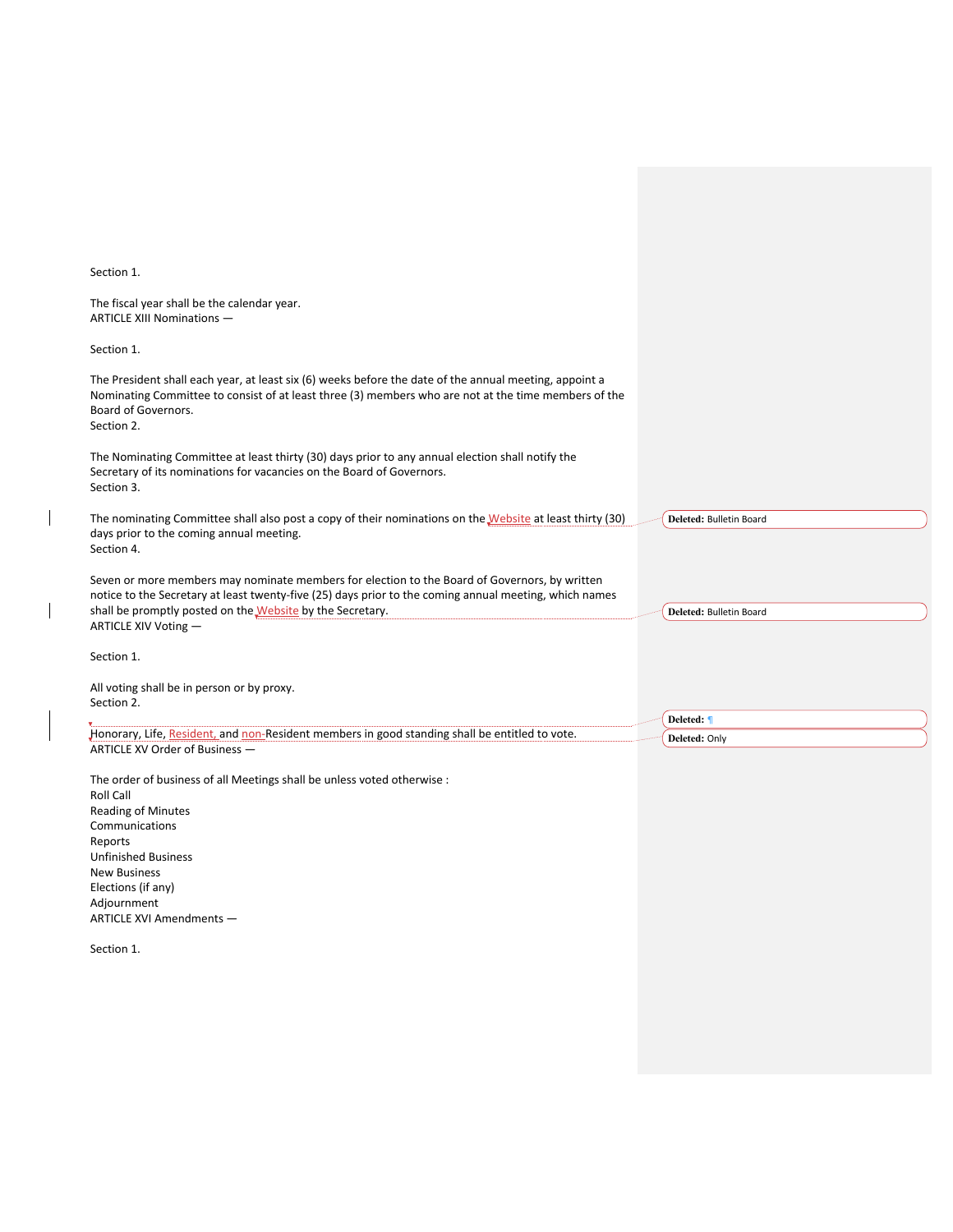Section 1.

The fiscal year shall be the calendar year.

## ARTICLE XIII Nominations —

Section 1.

The President shall each year, at least six (6) weeks before the date of the annual meeting, appoint a Nominating Committee to consist of at least three (3) members who are not at the time members of the Board of Governors.

Section 2.

The Nominating Committee at least thirty (30) days prior to any annual election shall notify the Secretary of its nominations for vacancies on the Board of Governors.

Section 3.

The nominating Committee shall also post a copy of their nominations on the Website at least thirty (30) days prior to the coming annual meeting.

Section 4.

Seven or more members may nominate members for election to the Board of Governors, by written notice to the Secretary at least twenty-five (25) days prior to the coming annual meeting, which names shall be promptly posted on the Website by the Secretary.

## ARTICLE XIV Voting —

Section 1.

All voting shall be in person or by proxy.

Section 2.

Honorary, Life, Resident, and non-Resident members in good standing shall be entitled to vote.

## ARTICLE XV Order of Business —

The order of business of all Meetings shall be unless voted otherwise :

Roll Call
Reading of Minutes
Communications
Reports
Unfinished Business
New Business
Elections (if any)
Adjournment

## ARTICLE XVI Amendments —

Section 1.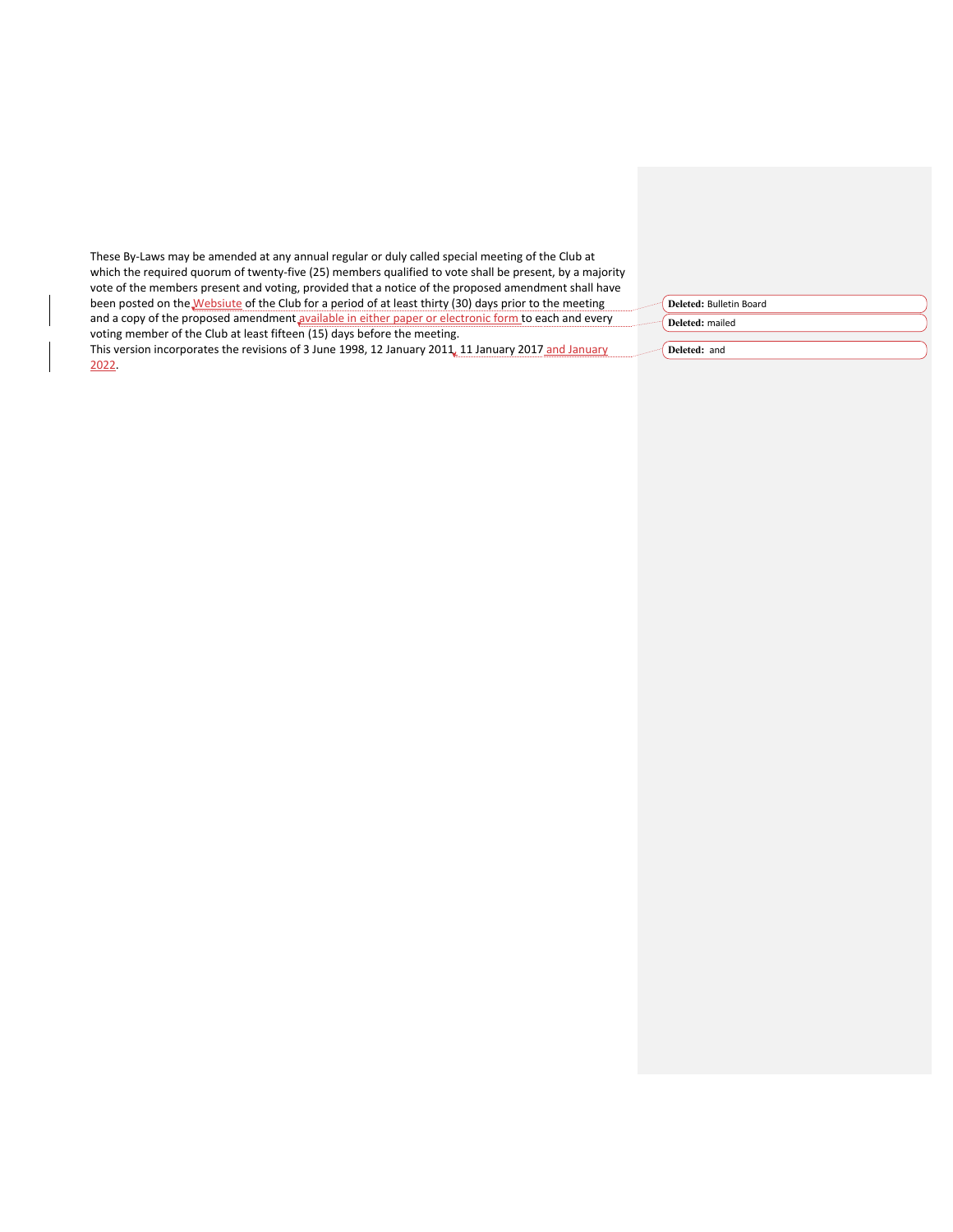These By-Laws may be amended at any annual regular or duly called special meeting of the Club at which the required quorum of twenty-five (25) members qualified to vote shall be present, by a majority vote of the members present and voting, provided that a notice of the proposed amendment shall have been posted on the Websiute of the Club for a period of at least thirty (30) days prior to the meeting and a copy of the proposed amendment available in either paper or electronic form to each and every voting member of the Club at least fifteen (15) days before the meeting.

This version incorporates the revisions of 3 June 1998, 12 January 2011, 11 January 2017 and January 2022.

**Deleted:** Bulletin Board

**Deleted:** mailed

**Deleted:** and